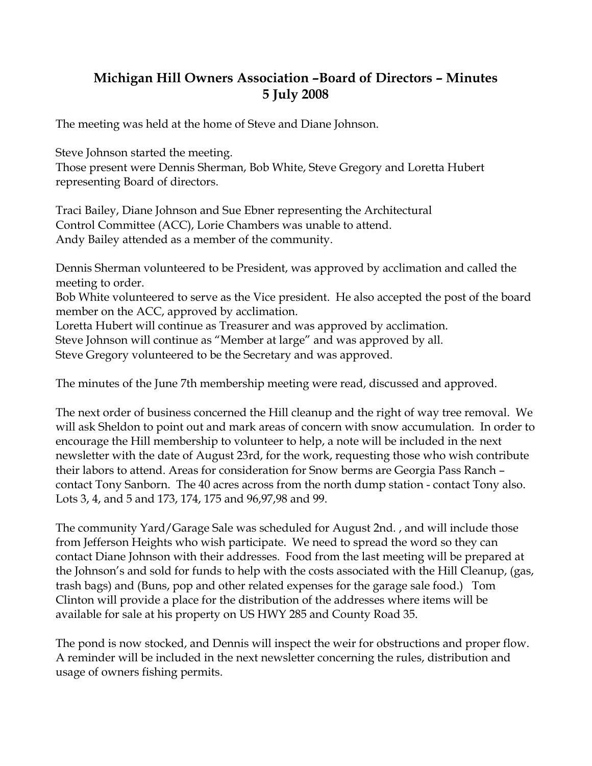# Michigan Hill Owners Association –Board of Directors – Minutes
# 5 July 2008

The meeting was held at the home of Steve and Diane Johnson.

Steve Johnson started the meeting.
Those present were Dennis Sherman, Bob White, Steve Gregory and Loretta Hubert representing Board of directors.

Traci Bailey, Diane Johnson and Sue Ebner representing the Architectural Control Committee (ACC), Lorie Chambers was unable to attend.
Andy Bailey attended as a member of the community.

Dennis Sherman volunteered to be President, was approved by acclimation and called the meeting to order.
Bob White volunteered to serve as the Vice president. He also accepted the post of the board member on the ACC, approved by acclimation.
Loretta Hubert will continue as Treasurer and was approved by acclimation.
Steve Johnson will continue as "Member at large" and was approved by all.
Steve Gregory volunteered to be the Secretary and was approved.

The minutes of the June 7th membership meeting were read, discussed and approved.

The next order of business concerned the Hill cleanup and the right of way tree removal. We will ask Sheldon to point out and mark areas of concern with snow accumulation. In order to encourage the Hill membership to volunteer to help, a note will be included in the next newsletter with the date of August 23rd, for the work, requesting those who wish contribute their labors to attend. Areas for consideration for Snow berms are Georgia Pass Ranch – contact Tony Sanborn. The 40 acres across from the north dump station - contact Tony also. Lots 3, 4, and 5 and 173, 174, 175 and 96,97,98 and 99.

The community Yard/Garage Sale was scheduled for August 2nd. , and will include those from Jefferson Heights who wish participate. We need to spread the word so they can contact Diane Johnson with their addresses. Food from the last meeting will be prepared at the Johnson's and sold for funds to help with the costs associated with the Hill Cleanup, (gas, trash bags) and (Buns, pop and other related expenses for the garage sale food.) Tom Clinton will provide a place for the distribution of the addresses where items will be available for sale at his property on US HWY 285 and County Road 35.

The pond is now stocked, and Dennis will inspect the weir for obstructions and proper flow. A reminder will be included in the next newsletter concerning the rules, distribution and usage of owners fishing permits.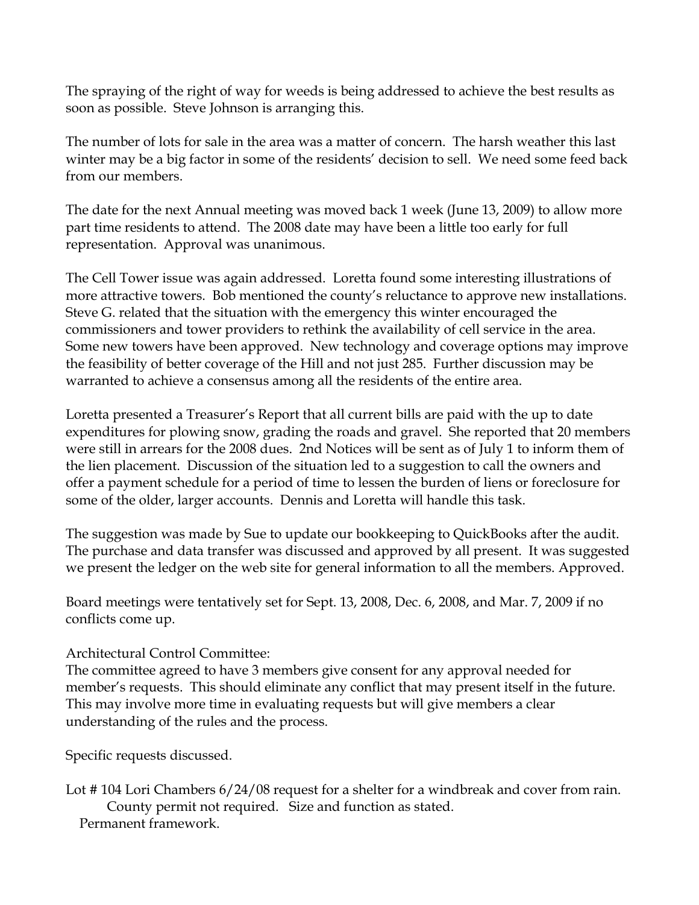The spraying of the right of way for weeds is being addressed to achieve the best results as soon as possible. Steve Johnson is arranging this.

The number of lots for sale in the area was a matter of concern. The harsh weather this last winter may be a big factor in some of the residents' decision to sell. We need some feed back from our members.

The date for the next Annual meeting was moved back 1 week (June 13, 2009) to allow more part time residents to attend. The 2008 date may have been a little too early for full representation. Approval was unanimous.

The Cell Tower issue was again addressed. Loretta found some interesting illustrations of more attractive towers. Bob mentioned the county's reluctance to approve new installations. Steve G. related that the situation with the emergency this winter encouraged the commissioners and tower providers to rethink the availability of cell service in the area. Some new towers have been approved. New technology and coverage options may improve the feasibility of better coverage of the Hill and not just 285. Further discussion may be warranted to achieve a consensus among all the residents of the entire area.

Loretta presented a Treasurer's Report that all current bills are paid with the up to date expenditures for plowing snow, grading the roads and gravel. She reported that 20 members were still in arrears for the 2008 dues. 2nd Notices will be sent as of July 1 to inform them of the lien placement. Discussion of the situation led to a suggestion to call the owners and offer a payment schedule for a period of time to lessen the burden of liens or foreclosure for some of the older, larger accounts. Dennis and Loretta will handle this task.

The suggestion was made by Sue to update our bookkeeping to QuickBooks after the audit. The purchase and data transfer was discussed and approved by all present. It was suggested we present the ledger on the web site for general information to all the members. Approved.

Board meetings were tentatively set for Sept. 13, 2008, Dec. 6, 2008, and Mar. 7, 2009 if no conflicts come up.

Architectural Control Committee:
The committee agreed to have 3 members give consent for any approval needed for member's requests. This should eliminate any conflict that may present itself in the future. This may involve more time in evaluating requests but will give members a clear understanding of the rules and the process.

Specific requests discussed.

Lot # 104 Lori Chambers 6/24/08 request for a shelter for a windbreak and cover from rain.
County permit not required. Size and function as stated.
Permanent framework.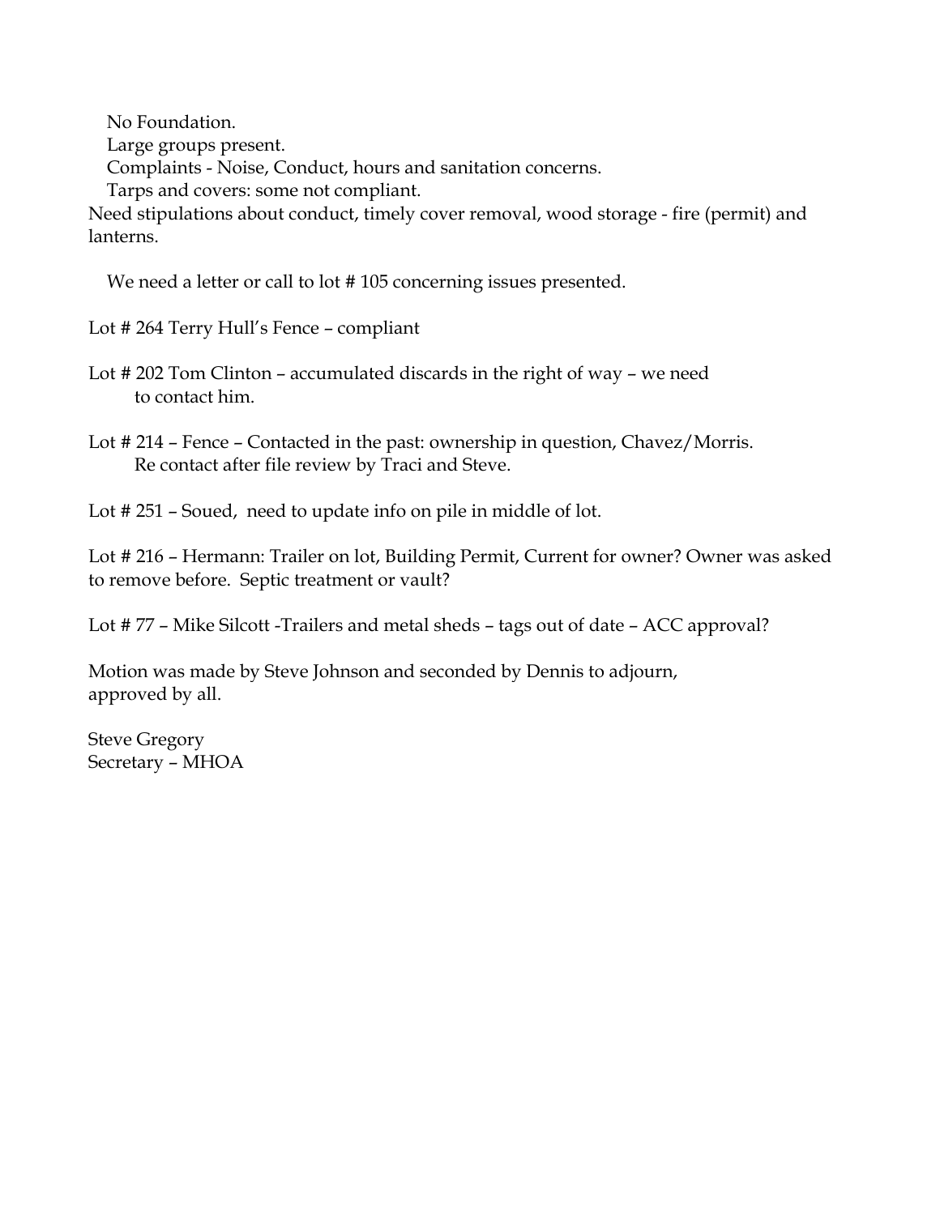No Foundation.

Large groups present.

Complaints - Noise, Conduct, hours and sanitation concerns.

Tarps and covers: some not compliant.

Need stipulations about conduct, timely cover removal, wood storage - fire (permit) and lanterns.

We need a letter or call to lot # 105 concerning issues presented.

Lot # 264 Terry Hull's Fence – compliant

Lot # 202 Tom Clinton – accumulated discards in the right of way – we need to contact him.

Lot # 214 – Fence – Contacted in the past: ownership in question, Chavez/Morris. Re contact after file review by Traci and Steve.

Lot # 251 – Soued, need to update info on pile in middle of lot.

Lot # 216 – Hermann: Trailer on lot, Building Permit, Current for owner? Owner was asked to remove before. Septic treatment or vault?

Lot # 77 – Mike Silcott -Trailers and metal sheds – tags out of date – ACC approval?

Motion was made by Steve Johnson and seconded by Dennis to adjourn, approved by all.

Steve Gregory
Secretary – MHOA